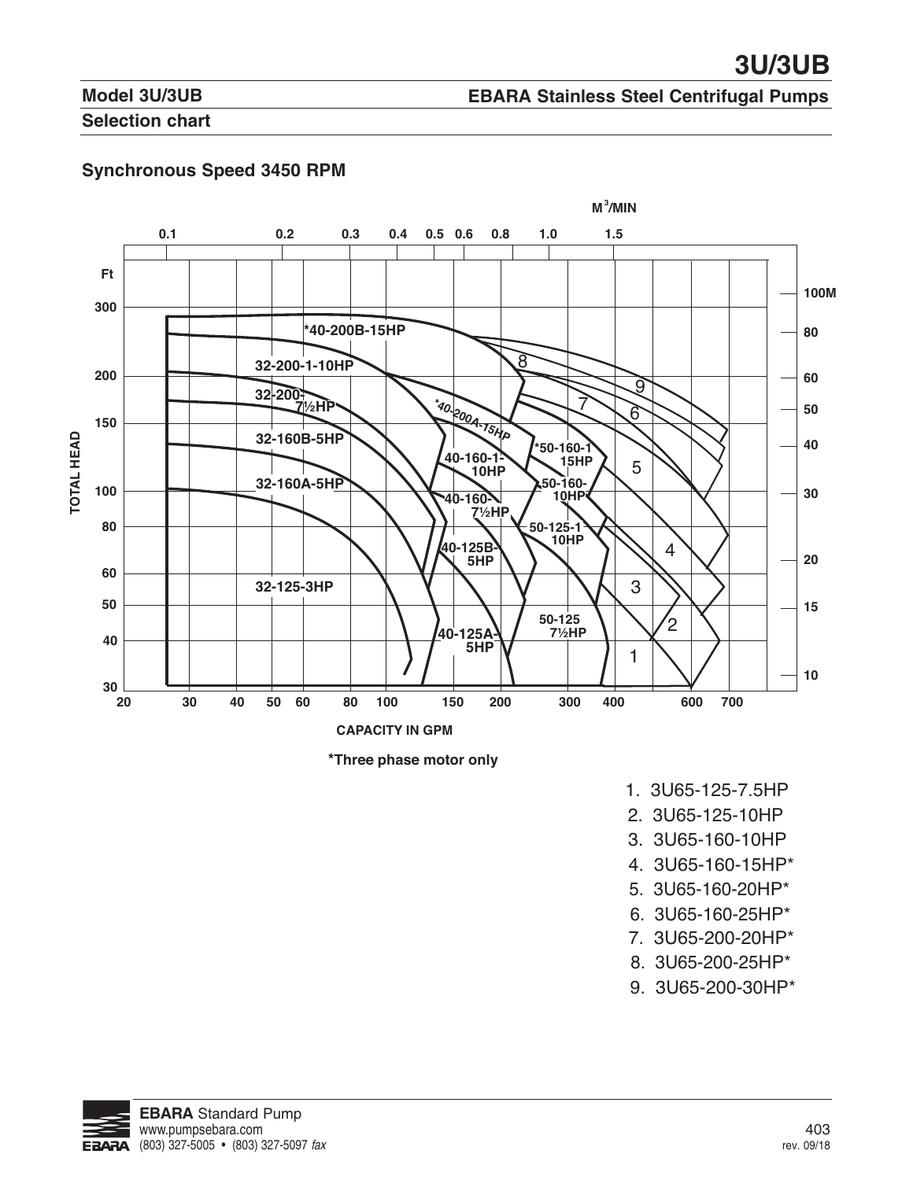# 3U/3UB

## Model 3U/3UB

**EBARA Stainless Steel Centrifugal Pumps**

### Selection chart

**Synchronous Speed 3450 RPM**

M³/MIN: 0.1, 0.2, 0.3, 0.4, 0.5, 0.6, 0.8, 1.0, 1.5

TOTAL HEAD (Ft): 30, 40, 50, 60, 80, 100, 150, 200, 300

(M): 10, 15, 20, 30, 40, 50, 60, 80, 100M

CAPACITY IN GPM: 20, 30, 40, 50, 60, 80, 100, 150, 200, 300, 400, 600, 700

Curves: *40-200B-15HP, 32-200-1-10HP, 32-200-7½HP, 32-160B-5HP, 32-160A-5HP, 32-125-3HP, *40-200A-15HP, 40-160-1-10HP, 40-160-7½HP, 40-125B-5HP, 40-125A-5HP, *50-160-1 15HP, 50-160-10HP, 50-125-1 10HP, 50-125 7½HP, 1, 2, 3, 4, 5, 6, 7, 8, 9

*Three phase motor only

1. 3U65-125-7.5HP
2. 3U65-125-10HP
3. 3U65-160-10HP
4. 3U65-160-15HP*
5. 3U65-160-20HP*
6. 3U65-160-25HP*
7. 3U65-200-20HP*
8. 3U65-200-25HP*
9. 3U65-200-30HP*

**EBARA** Standard Pump
www.pumpsebara.com
(803) 327-5005 • (803) 327-5097 *fax*

rev. 09/18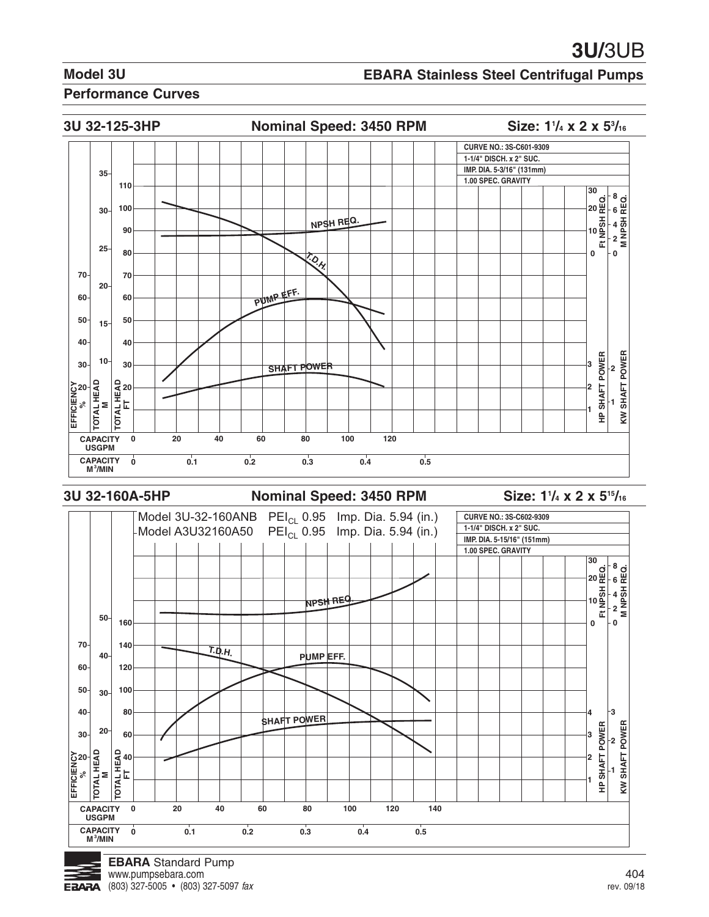# 3U/3UB

## Model 3U

## EBARA Stainless Steel Centrifugal Pumps

### Performance Curves

### 3U 32-125-3HP — Nominal Speed: 3450 RPM — Size: 1¼ x 2 x 5³⁄₁₆

CURVE NO.: 3S-C601-9309
1-1/4" DISCH. x 2" SUC.
IMP. DIA. 5-3/16" (131mm)
1.00 SPEC. GRAVITY

NPSH REQ.
T.D.H.
PUMP EFF.
SHAFT POWER

EFFICIENCY % — 20, 30, 40, 50, 60, 70
TOTAL HEAD M — 10, 15, 20, 25, 30, 35
TOTAL HEAD FT — 20, 30, 40, 50, 60, 70, 80, 90, 100, 110
Ft NPSH REQ. — 0, 10, 20, 30
M NPSH REQ. — 0, 2, 4, 6, 8
HP SHAFT POWER — 1, 2, 3
KW SHAFT POWER — 1, 2

CAPACITY USGPM — 0, 20, 40, 60, 80, 100, 120
CAPACITY $M^3$/MIN — 0, 0.1, 0.2, 0.3, 0.4, 0.5

### 3U 32-160A-5HP — Nominal Speed: 3450 RPM — Size: 1¼ x 2 x 5¹⁵⁄₁₆

Model 3U-32-160ANB $PEI_{CL}$ 0.95 Imp. Dia. 5.94 (in.)
Model A3U32160A50 $PEI_{CL}$ 0.95 Imp. Dia. 5.94 (in.)

CURVE NO.: 3S-C602-9309
1-1/4" DISCH. x 2" SUC.
IMP. DIA. 5-15/16" (151mm)
1.00 SPEC. GRAVITY

NPSH REQ.
T.D.H.
PUMP EFF.
SHAFT POWER

EFFICIENCY % — 20, 30, 40, 50, 60, 70
TOTAL HEAD M — 20, 30, 40, 50
TOTAL HEAD FT — 40, 60, 80, 100, 120, 140, 160
Ft NPSH REQ. — 0, 10, 20, 30
M NPSH REQ. — 0, 2, 4, 6, 8
HP SHAFT POWER — 1, 2, 3, 4
KW SHAFT POWER — 1, 2, 3

CAPACITY USGPM — 0, 20, 40, 60, 80, 100, 120, 140
CAPACITY $M^3$/MIN — 0, 0.1, 0.2, 0.3, 0.4, 0.5

**EBARA** Standard Pump
www.pumpsebara.com
(803) 327-5005 • (803) 327-5097 *fax*

rev. 09/18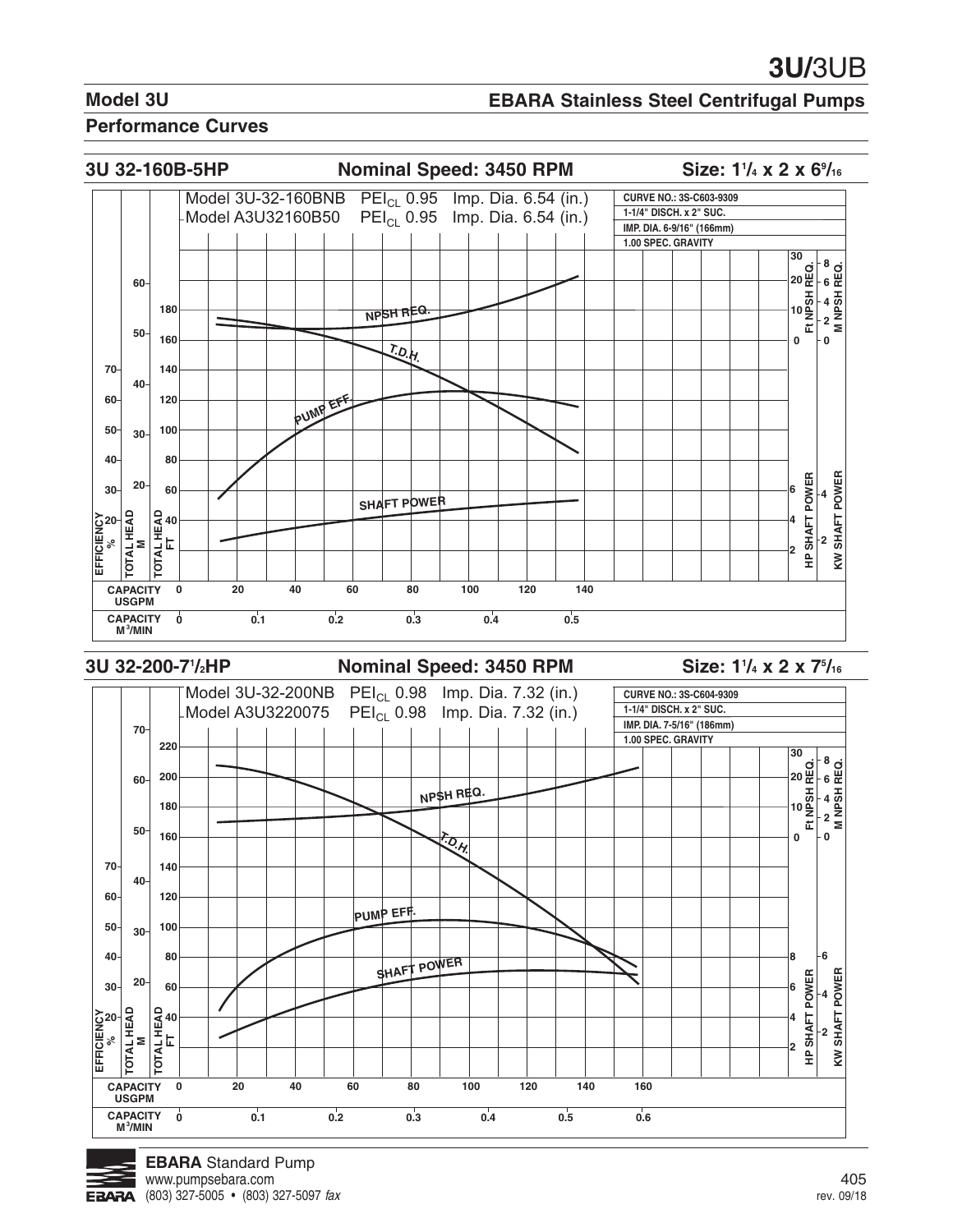# 3U/3UB

## Model 3U

## EBARA Stainless Steel Centrifugal Pumps

### Performance Curves

### 3U 32-160B-5HP — Nominal Speed: 3450 RPM — Size: 1¼ x 2 x 6⁹⁄₁₆

Model 3U-32-160BNB  $PEI_{CL}$ 0.95  Imp. Dia. 6.54 (in.)
Model A3U32160B50  $PEI_{CL}$ 0.95  Imp. Dia. 6.54 (in.)

CURVE NO.: 3S-C603-9309
1-1/4" DISCH. x 2" SUC.
IMP. DIA. 6-9/16" (166mm)
1.00 SPEC. GRAVITY

NPSH REQ.
T.D.H.
PUMP EFF.
SHAFT POWER

EFFICIENCY %: 20, 30, 40, 50, 60, 70
TOTAL HEAD M: 20, 30, 40, 50, 60
TOTAL HEAD FT: 40, 60, 80, 100, 120, 140, 160, 180
Ft NPSH REQ.: 0, 10, 20, 30
M NPSH REQ.: 0, 2, 4, 6, 8
HP SHAFT POWER: 2, 4, 6
KW SHAFT POWER: 2, 4

CAPACITY USGPM: 0, 20, 40, 60, 80, 100, 120, 140
CAPACITY $M^3$/MIN: 0, 0.1, 0.2, 0.3, 0.4, 0.5

### 3U 32-200-7½HP — Nominal Speed: 3450 RPM — Size: 1¼ x 2 x 7⁵⁄₁₆

Model 3U-32-200NB  $PEI_{CL}$ 0.98  Imp. Dia. 7.32 (in.)
Model A3U3220075  $PEI_{CL}$ 0.98  Imp. Dia. 7.32 (in.)

CURVE NO.: 3S-C604-9309
1-1/4" DISCH. x 2" SUC.
IMP. DIA. 7-5/16" (186mm)
1.00 SPEC. GRAVITY

NPSH REQ.
T.D.H.
PUMP EFF.
SHAFT POWER

EFFICIENCY %: 20, 30, 40, 50, 60, 70
TOTAL HEAD M: 20, 30, 40, 50, 60, 70
TOTAL HEAD FT: 40, 60, 80, 100, 120, 140, 160, 180, 200, 220
Ft NPSH REQ.: 0, 10, 20, 30
M NPSH REQ.: 0, 2, 4, 6, 8
HP SHAFT POWER: 2, 4, 6, 8
KW SHAFT POWER: 2, 4, 6

CAPACITY USGPM: 0, 20, 40, 60, 80, 100, 120, 140, 160
CAPACITY $M^3$/MIN: 0, 0.1, 0.2, 0.3, 0.4, 0.5, 0.6

**EBARA** Standard Pump
www.pumpsebara.com
(803) 327-5005 • (803) 327-5097 *fax*

rev. 09/18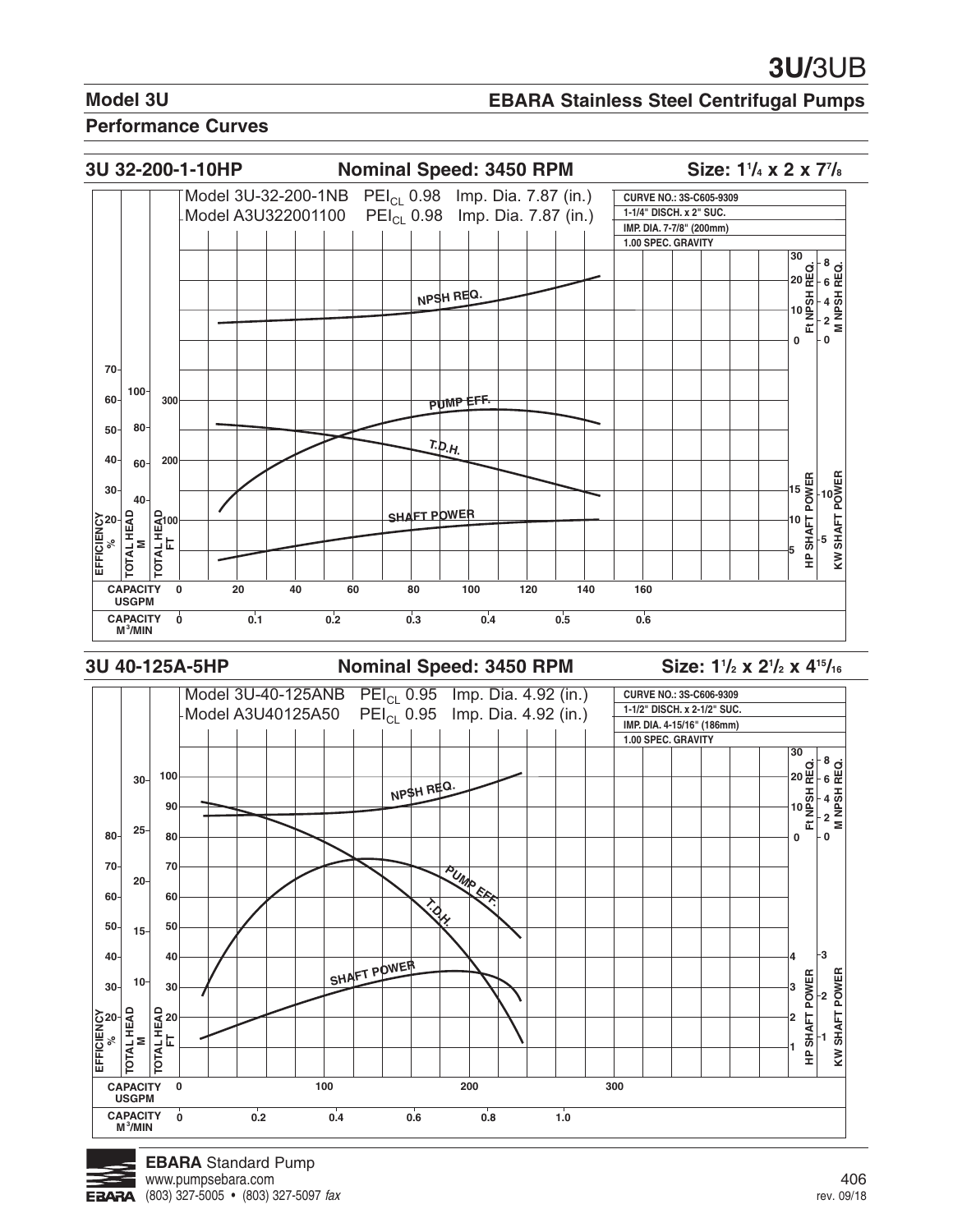# 3U/3UB

## Model 3U

## EBARA Stainless Steel Centrifugal Pumps

### Performance Curves

### 3U 32-200-1-10HP — Nominal Speed: 3450 RPM — Size: 1¼ x 2 x 7⅞

Model 3U-32-200-1NB $PEI_{CL}$ 0.98 Imp. Dia. 7.87 (in.)
Model A3U322001100 $PEI_{CL}$ 0.98 Imp. Dia. 7.87 (in.)

CURVE NO.: 3S-C605-9309
1-1/4" DISCH. x 2" SUC.
IMP. DIA. 7-7/8" (200mm)
1.00 SPEC. GRAVITY

NPSH REQ.
PUMP EFF.
T.D.H.
SHAFT POWER

| Axis | Values |
|---|---|
| EFFICIENCY % | 20, 30, 40, 50, 60, 70 |
| TOTAL HEAD M | 40, 60, 80, 100 |
| TOTAL HEAD FT | 100, 200, 300 |
| CAPACITY USGPM | 0, 20, 40, 60, 80, 100, 120, 140, 160 |
| CAPACITY $M^3$/MIN | 0, 0.1, 0.2, 0.3, 0.4, 0.5, 0.6 |
| Ft NPSH REQ. | 0, 10, 20, 30 |
| M NPSH REQ. | 0, 2, 4, 6, 8 |
| HP SHAFT POWER | 5, 10, 15 |
| KW SHAFT POWER | 5, 10 |

### 3U 40-125A-5HP — Nominal Speed: 3450 RPM — Size: 1½ x 2½ x 4¹⁵⁄₁₆

Model 3U-40-125ANB $PEI_{CL}$ 0.95 Imp. Dia. 4.92 (in.)
Model A3U40125A50 $PEI_{CL}$ 0.95 Imp. Dia. 4.92 (in.)

CURVE NO.: 3S-C606-9309
1-1/2" DISCH. x 2-1/2" SUC.
IMP. DIA. 4-15/16" (186mm)
1.00 SPEC. GRAVITY

NPSH REQ.
PUMP EFF.
T.D.H.
SHAFT POWER

| Axis | Values |
|---|---|
| EFFICIENCY % | 20, 30, 40, 50, 60, 70, 80 |
| TOTAL HEAD M | 10, 15, 20, 25, 30 |
| TOTAL HEAD FT | 20, 30, 40, 50, 60, 70, 80, 90, 100 |
| CAPACITY USGPM | 0, 100, 200, 300 |
| CAPACITY $M^3$/MIN | 0, 0.2, 0.4, 0.6, 0.8, 1.0 |
| Ft NPSH REQ. | 0, 10, 20, 30 |
| M NPSH REQ. | 0, 2, 4, 6, 8 |
| HP SHAFT POWER | 1, 2, 3, 4 |
| KW SHAFT POWER | 1, 2, 3 |

**EBARA** Standard Pump
www.pumpsebara.com
(803) 327-5005 • (803) 327-5097 *fax*

rev. 09/18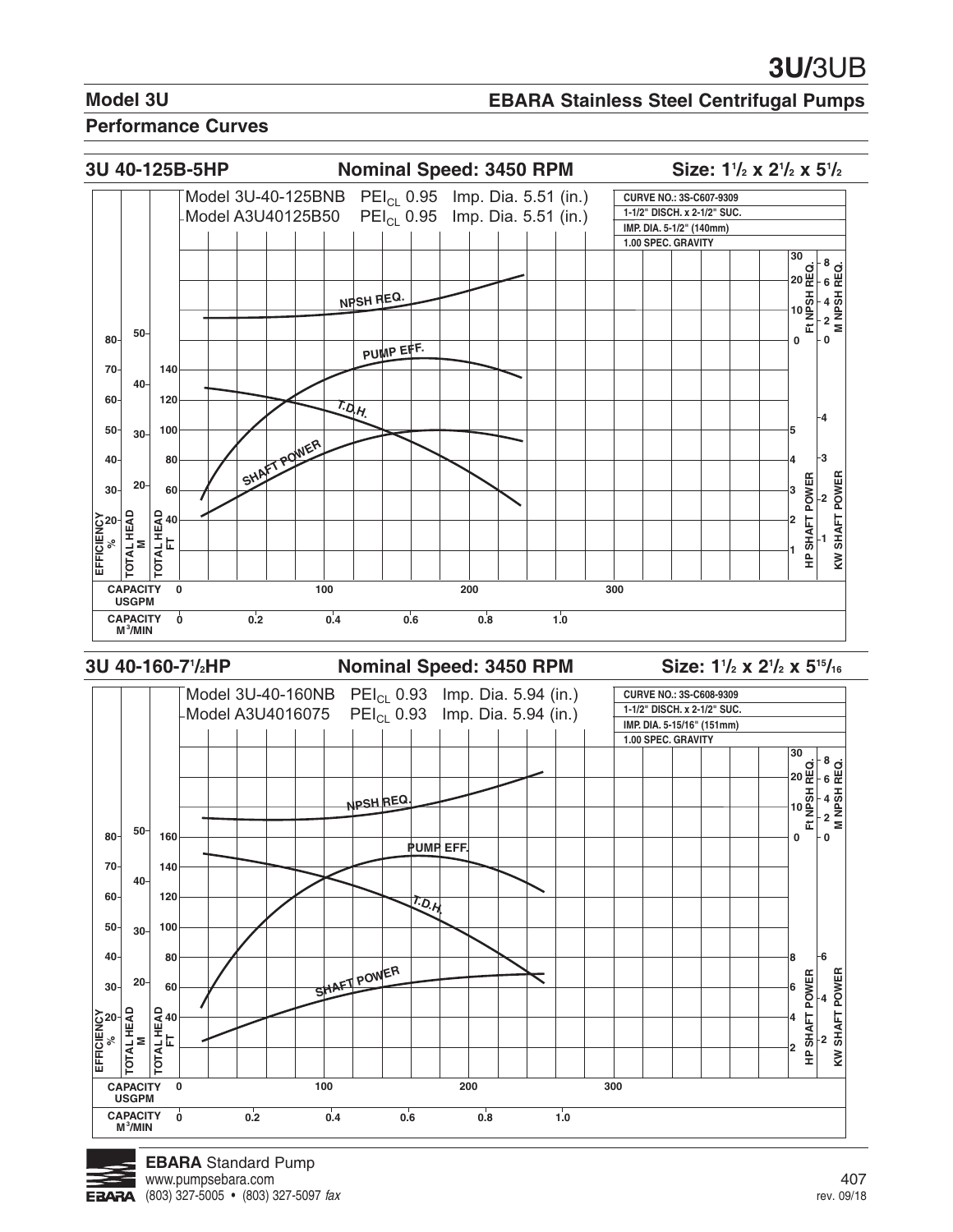# 3U/3UB

## Model 3U

## EBARA Stainless Steel Centrifugal Pumps

### Performance Curves

### 3U 40-125B-5HP — Nominal Speed: 3450 RPM — Size: 1½ x 2½ x 5½

Model 3U-40-125BNB PEI$_{CL}$ 0.95 Imp. Dia. 5.51 (in.)
Model A3U40125B50 PEI$_{CL}$ 0.95 Imp. Dia. 5.51 (in.)

CURVE NO.: 3S-C607-9309
1-1/2" DISCH. x 2-1/2" SUC.
IMP. DIA. 5-1/2" (140mm)
1.00 SPEC. GRAVITY

NPSH REQ.
PUMP EFF.
T.D.H.
SHAFT POWER

EFFICIENCY %: 20, 30, 40, 50, 60, 70, 80
TOTAL HEAD M: 20, 30, 40, 50
TOTAL HEAD FT: 40, 60, 80, 100, 120, 140
CAPACITY USGPM: 0, 100, 200, 300
CAPACITY M³/MIN: 0, 0.2, 0.4, 0.6, 0.8, 1.0
Ft NPSH REQ.: 0, 10, 20, 30
M NPSH REQ.: 0, 2, 4, 6, 8
HP SHAFT POWER: 1, 2, 3, 4, 5
KW SHAFT POWER: 1, 2, 3, 4

### 3U 40-160-7½HP — Nominal Speed: 3450 RPM — Size: 1½ x 2½ x 5¹⁵⁄₁₆

Model 3U-40-160NB PEI$_{CL}$ 0.93 Imp. Dia. 5.94 (in.)
Model A3U4016075 PEI$_{CL}$ 0.93 Imp. Dia. 5.94 (in.)

CURVE NO.: 3S-C608-9309
1-1/2" DISCH. x 2-1/2" SUC.
IMP. DIA. 5-15/16" (151mm)
1.00 SPEC. GRAVITY

NPSH REQ.
PUMP EFF.
T.D.H.
SHAFT POWER

EFFICIENCY %: 20, 30, 40, 50, 60, 70, 80
TOTAL HEAD M: 20, 30, 40, 50
TOTAL HEAD FT: 40, 60, 80, 100, 120, 140, 160
CAPACITY USGPM: 0, 100, 200, 300
CAPACITY M³/MIN: 0, 0.2, 0.4, 0.6, 0.8, 1.0
Ft NPSH REQ.: 0, 10, 20, 30
M NPSH REQ.: 0, 2, 4, 6, 8
HP SHAFT POWER: 2, 4, 6, 8
KW SHAFT POWER: 2, 4, 6

**EBARA** Standard Pump
www.pumpsebara.com
(803) 327-5005 • (803) 327-5097 *fax*

rev. 09/18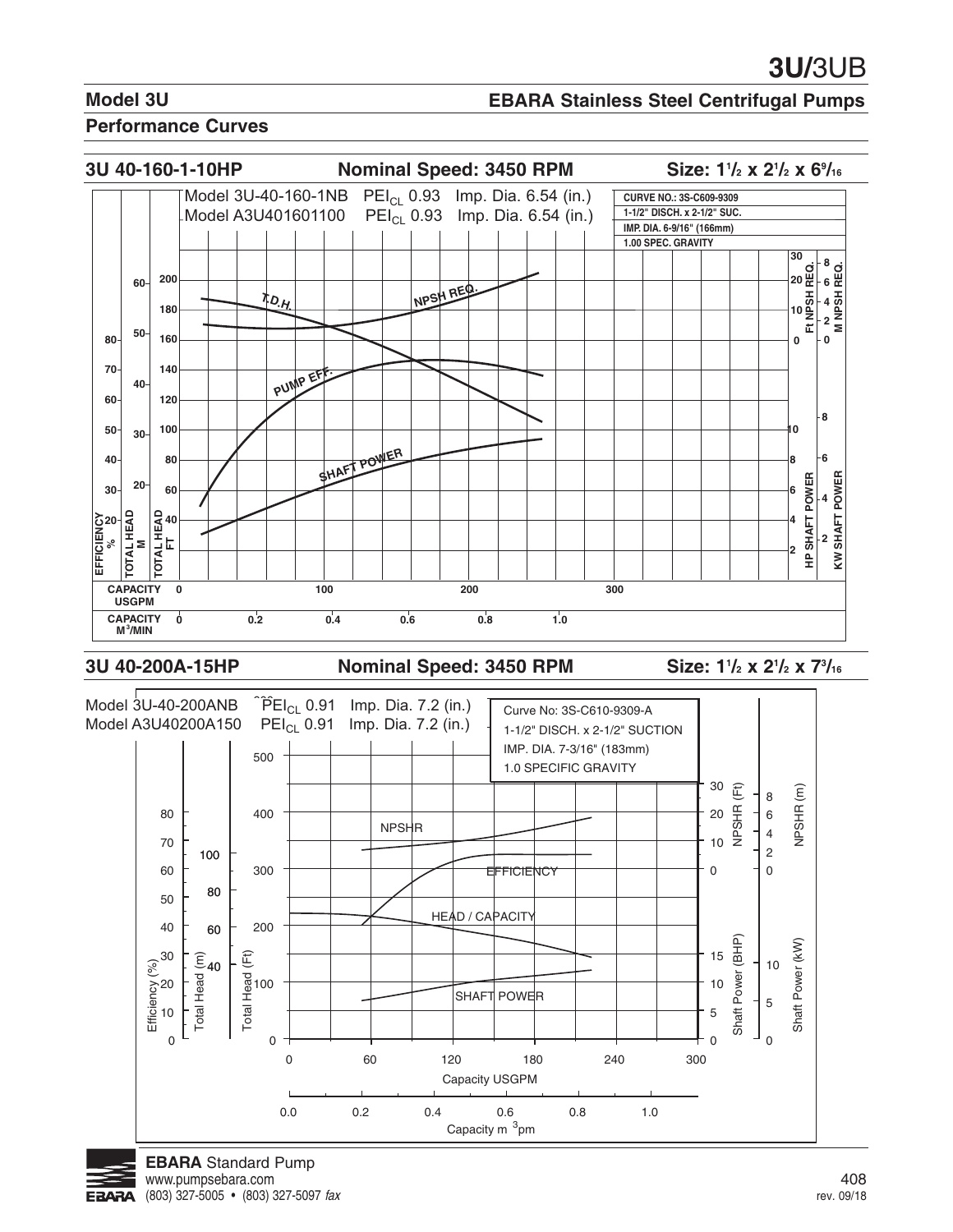## Model 3U

## EBARA Stainless Steel Centrifugal Pumps

### Performance Curves

**3U 40-160-1-10HP** — **Nominal Speed: 3450 RPM** — **Size: 1$^1/_2$ x 2$^1/_2$ x 6$^9/_{16}$**

Model 3U-40-160-1NB PEI$_{CL}$ 0.93 Imp. Dia. 6.54 (in.)
Model A3U401601100 PEI$_{CL}$ 0.93 Imp. Dia. 6.54 (in.)

CURVE NO.: 3S-C609-9309
1-1/2" DISCH. x 2-1/2" SUC.
IMP. DIA. 6-9/16" (166mm)
1.00 SPEC. GRAVITY

T.D.H.
NPSH REQ.
PUMP EFF.
SHAFT POWER

EFFICIENCY % | TOTAL HEAD M | TOTAL HEAD FT | Ft NPSH REQ. | M NPSH REQ. | HP SHAFT POWER | KW SHAFT POWER

CAPACITY USGPM: 0, 100, 200, 300
CAPACITY M³/MIN: 0, 0.2, 0.4, 0.6, 0.8, 1.0

**3U 40-200A-15HP** — **Nominal Speed: 3450 RPM** — **Size: 1$^1/_2$ x 2$^1/_2$ x 7$^3/_{16}$**

Model 3U-40-200ANB PEI$_{CL}$ 0.91 Imp. Dia. 7.2 (in.)
Model A3U40200A150 PEI$_{CL}$ 0.91 Imp. Dia. 7.2 (in.)

Curve No: 3S-C610-9309-A
1-1/2" DISCH. x 2-1/2" SUCTION
IMP. DIA. 7-3/16" (183mm)
1.0 SPECIFIC GRAVITY

NPSHR
EFFICIENCY
HEAD / CAPACITY
SHAFT POWER

Efficiency (%) | Total Head (m) | Total Head (Ft) | NPSHR (Ft) | NPSHR (m) | Shaft Power (BHP) | Shaft Power (kW)

Capacity USGPM: 0, 60, 120, 180, 240, 300
Capacity m³pm: 0.0, 0.2, 0.4, 0.6, 0.8, 1.0

**EBARA** Standard Pump
www.pumpsebara.com
(803) 327-5005 • (803) 327-5097 *fax*

rev. 09/18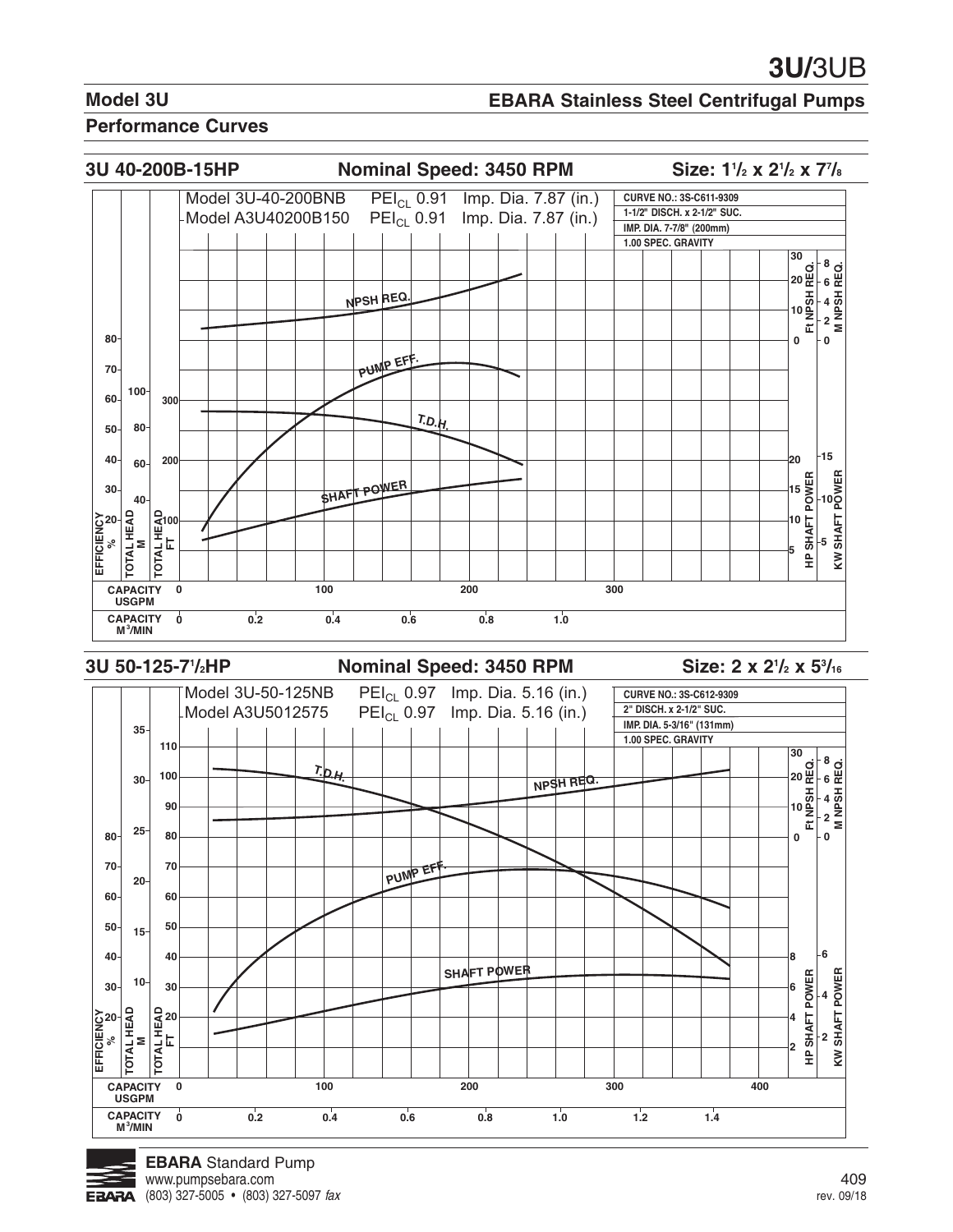# 3U/3UB

## Model 3U

## EBARA Stainless Steel Centrifugal Pumps

### Performance Curves

### 3U 40-200B-15HP — Nominal Speed: 3450 RPM — Size: 1½ x 2½ x 7⅞

Model 3U-40-200BNB — $PEI_{CL}$ 0.91 — Imp. Dia. 7.87 (in.)
Model A3U40200B150 — $PEI_{CL}$ 0.91 — Imp. Dia. 7.87 (in.)

CURVE NO.: 3S-C611-9309
1-1/2" DISCH. x 2-1/2" SUC.
IMP. DIA. 7-7/8" (200mm)
1.00 SPEC. GRAVITY

### 3U 50-125-7½HP — Nominal Speed: 3450 RPM — Size: 2 x 2½ x 5³⁄₁₆

Model 3U-50-125NB — $PEI_{CL}$ 0.97 — Imp. Dia. 5.16 (in.)
Model A3U5012575 — $PEI_{CL}$ 0.97 — Imp. Dia. 5.16 (in.)

CURVE NO.: 3S-C612-9309
2" DISCH. x 2-1/2" SUC.
IMP. DIA. 5-3/16" (131mm)
1.00 SPEC. GRAVITY

**EBARA** Standard Pump
www.pumpsebara.com
(803) 327-5005 • (803) 327-5097 *fax*

rev. 09/18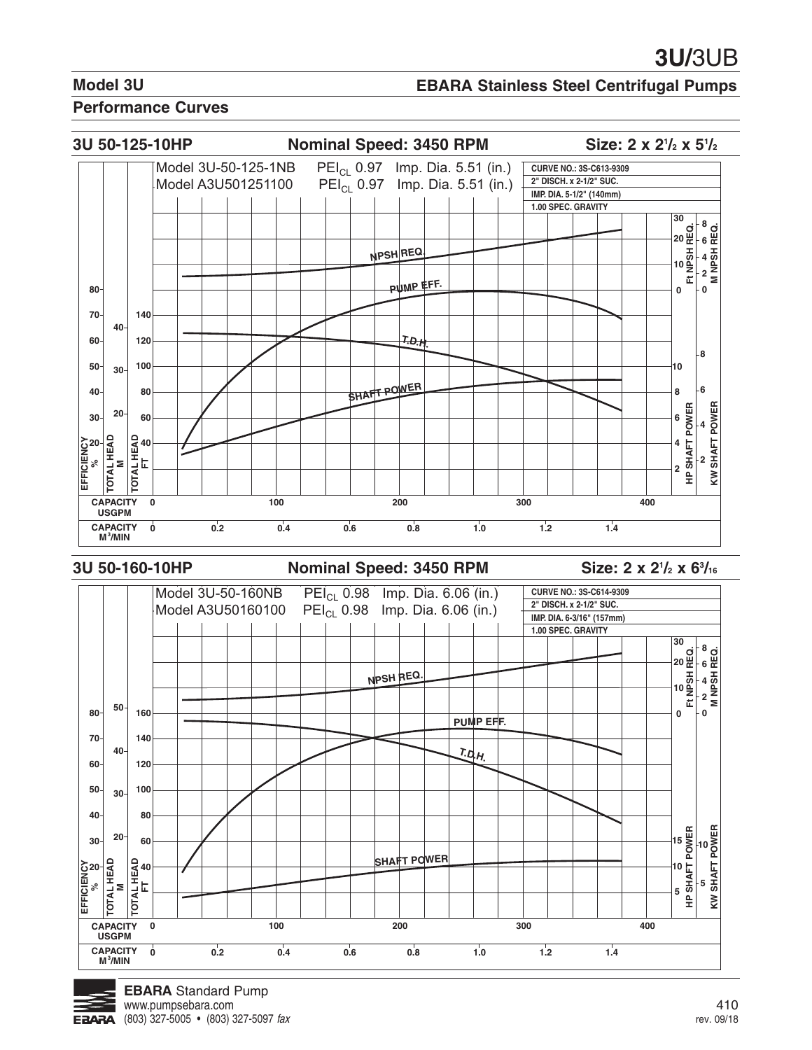# 3U/3UB

## Model 3U

## EBARA Stainless Steel Centrifugal Pumps

### Performance Curves

### 3U 50-125-10HP — Nominal Speed: 3450 RPM — Size: 2 x 2½ x 5½

Model 3U-50-125-1NB  $PEI_{CL}$ 0.97  Imp. Dia. 5.51 (in.)
Model A3U501251100  $PEI_{CL}$ 0.97  Imp. Dia. 5.51 (in.)

CURVE NO.: 3S-C613-9309
2" DISCH. x 2-1/2" SUC.
IMP. DIA. 5-1/2" (140mm)
1.00 SPEC. GRAVITY

NPSH REQ.
PUMP EFF.
T.D.H.
SHAFT POWER

EFFICIENCY %: 20, 30, 40, 50, 60, 70, 80
TOTAL HEAD M: 20, 30, 40
TOTAL HEAD FT: 40, 60, 80, 100, 120, 140
Ft NPSH REQ.: 0, 10, 20, 30
M NPSH REQ.: 0, 2, 4, 6, 8
HP SHAFT POWER: 2, 4, 6, 8, 10
KW SHAFT POWER: 2, 4, 6, 8
CAPACITY USGPM: 0, 100, 200, 300, 400
CAPACITY $M^3$/MIN: 0, 0.2, 0.4, 0.6, 0.8, 1.0, 1.2, 1.4

### 3U 50-160-10HP — Nominal Speed: 3450 RPM — Size: 2 x 2½ x 6$^3/_{16}$

Model 3U-50-160NB  $PEI_{CL}$ 0.98  Imp. Dia. 6.06 (in.)
Model A3U50160100  $PEI_{CL}$ 0.98  Imp. Dia. 6.06 (in.)

CURVE NO.: 3S-C614-9309
2" DISCH. x 2-1/2" SUC.
IMP. DIA. 6-3/16" (157mm)
1.00 SPEC. GRAVITY

NPSH REQ.
PUMP EFF.
T.D.H.
SHAFT POWER

EFFICIENCY %: 20, 30, 40, 50, 60, 70, 80
TOTAL HEAD M: 20, 30, 40, 50
TOTAL HEAD FT: 40, 60, 80, 100, 120, 140, 160
Ft NPSH REQ.: 0, 10, 20, 30
M NPSH REQ.: 0, 2, 4, 6, 8
HP SHAFT POWER: 5, 10, 15
KW SHAFT POWER: 5, 10
CAPACITY USGPM: 0, 100, 200, 300, 400
CAPACITY $M^3$/MIN: 0, 0.2, 0.4, 0.6, 0.8, 1.0, 1.2, 1.4

**EBARA** Standard Pump
www.pumpsebara.com
(803) 327-5005 • (803) 327-5097 *fax*

rev. 09/18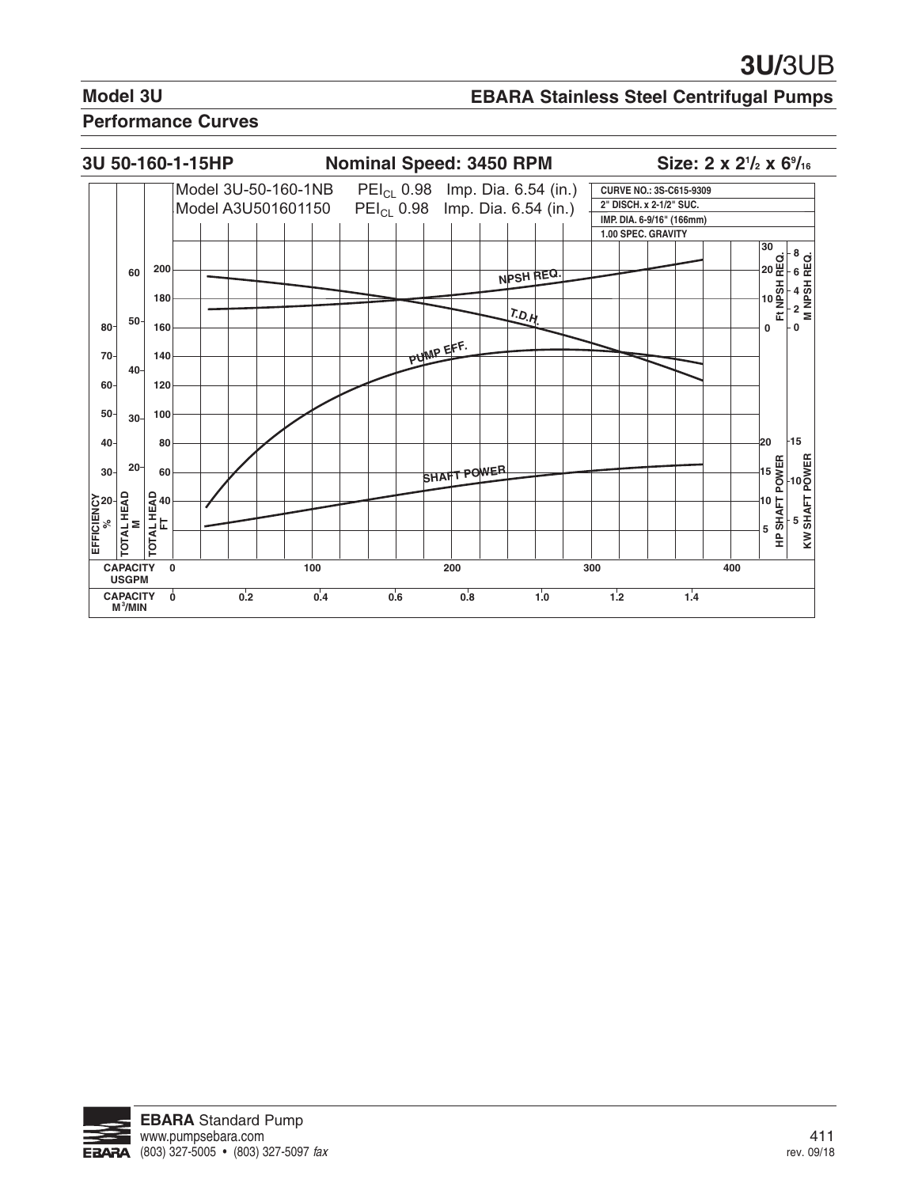## Model 3U

## EBARA Stainless Steel Centrifugal Pumps

### Performance Curves

**3U 50-160-1-15HP** **Nominal Speed: 3450 RPM** **Size: 2 x 2½ x 6⁹⁄₁₆**

Model 3U-50-160-1NB $PEI_{CL}$ 0.98 Imp. Dia. 6.54 (in.)
Model A3U501601150 $PEI_{CL}$ 0.98 Imp. Dia. 6.54 (in.)

CURVE NO.: 3S-C615-9309
2" DISCH. x 2-1/2" SUC.
IMP. DIA. 6-9/16" (166mm)
1.00 SPEC. GRAVITY

NPSH REQ.
T.D.H.
PUMP EFF.
SHAFT POWER

EFFICIENCY % | TOTAL HEAD M | TOTAL HEAD FT | Ft NPSH REQ. | M NPSH REQ. | HP SHAFT POWER | KW SHAFT POWER

CAPACITY USGPM: 0, 100, 200, 300, 400
CAPACITY $M^3$/MIN: 0, 0.2, 0.4, 0.6, 0.8, 1.0, 1.2, 1.4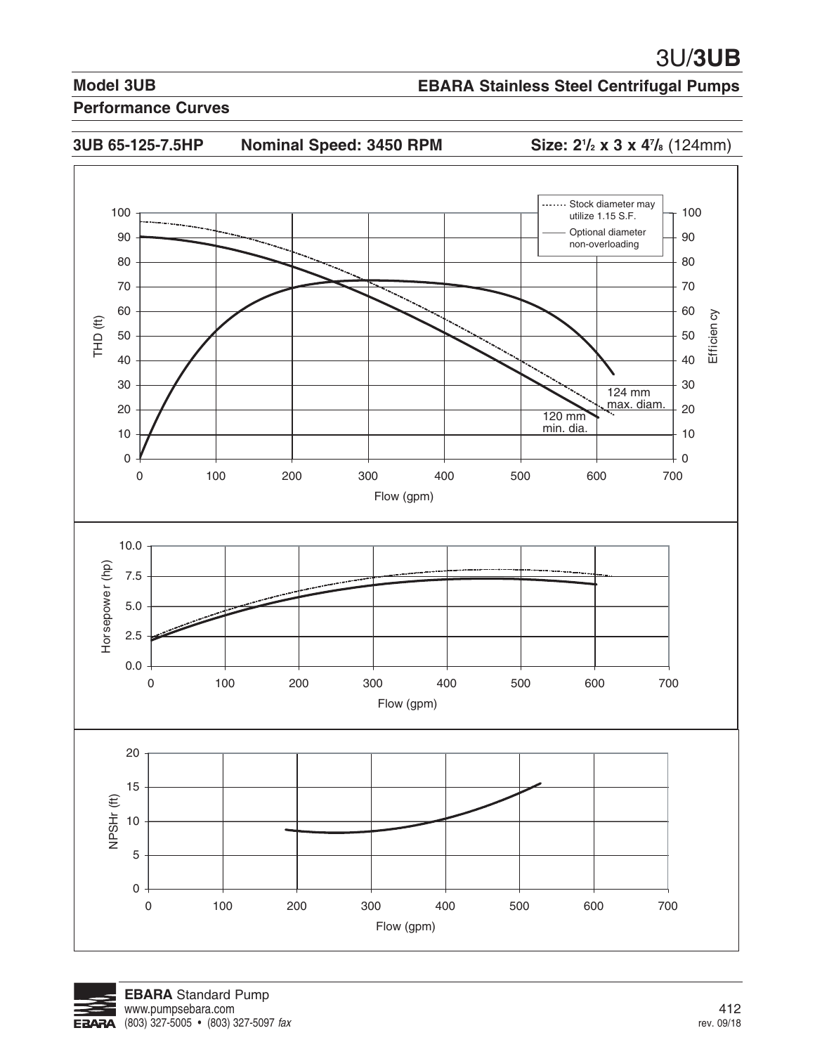## Model 3UB

## EBARA Stainless Steel Centrifugal Pumps

## Performance Curves

**3UB 65-125-7.5HP** **Nominal Speed: 3450 RPM** **Size: 2½ x 3 x 4⅞** (124mm)

- ······ Stock diameter may utilize 1.15 S.F.
- —— Optional diameter non-overloading

THD (ft) / Efficiency vs. Flow (gpm)

124 mm max. diam.

120 mm min. dia.

Horsepower (hp) vs. Flow (gpm)

NPSHr (ft) vs. Flow (gpm)

**EBARA** Standard Pump
www.pumpsebara.com
(803) 327-5005 • (803) 327-5097 *fax*

rev. 09/18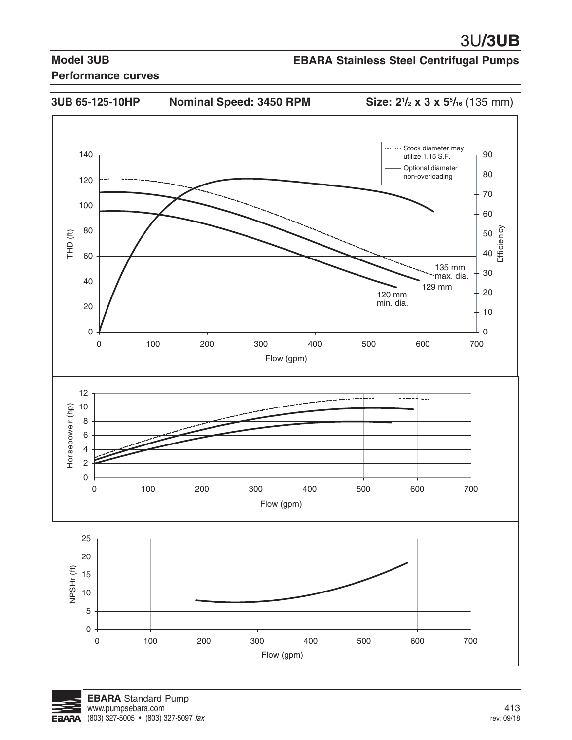# 3U/3UB

## Model 3UB

**EBARA Stainless Steel Centrifugal Pumps**

### Performance curves

**3UB 65-125-10HP** **Nominal Speed: 3450 RPM** **Size: 2½ x 3 x 5⁵⁄₁₆** (135 mm)

Stock diameter may utilize 1.15 S.F.

Optional diameter non-overloading

THD (ft)

Efficiency

135 mm max. dia.

129 mm

120 mm min. dia.

Flow (gpm)

Horsepower (hp)

Flow (gpm)

NPSHr (ft)

Flow (gpm)

**EBARA** Standard Pump
www.pumpsebara.com
(803) 327-5005 • (803) 327-5097 *fax*

rev. 09/18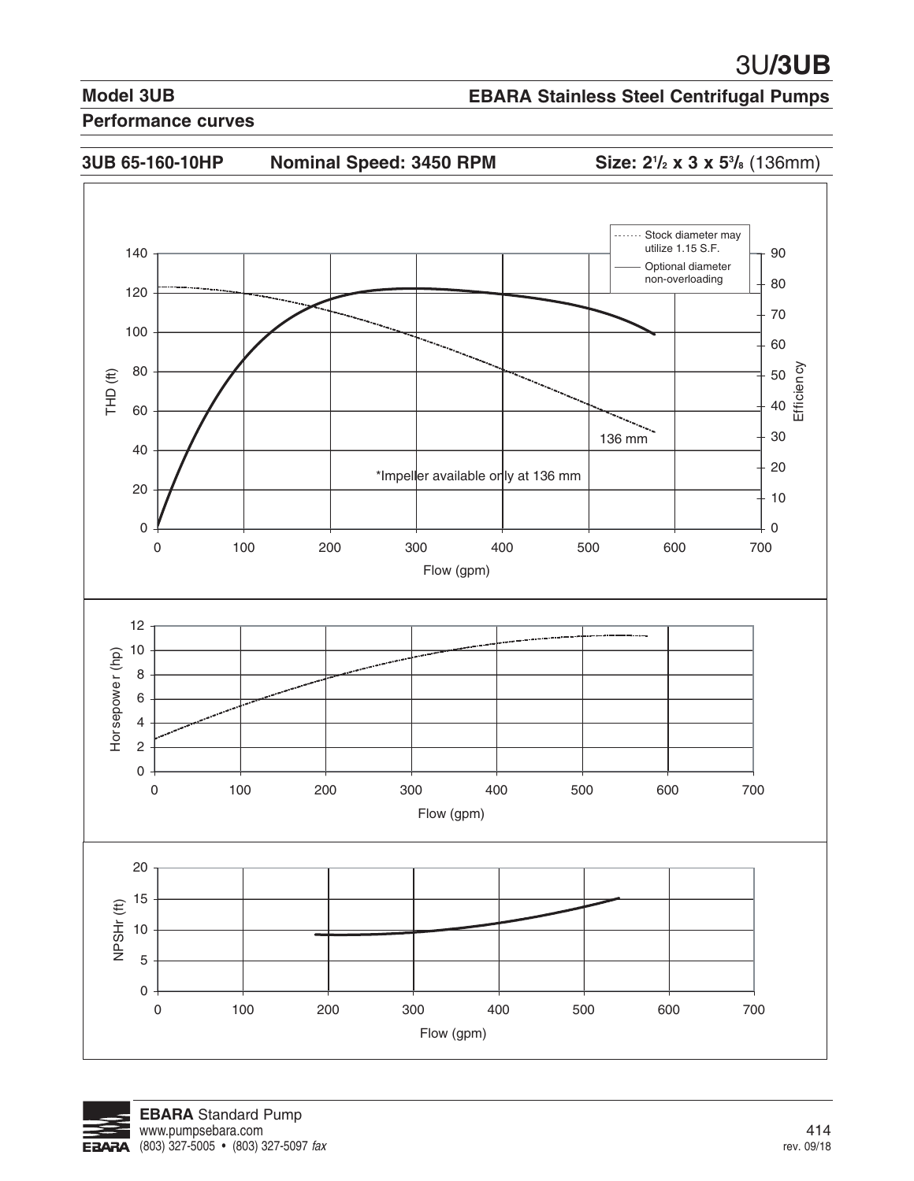## Model 3UB

## EBARA Stainless Steel Centrifugal Pumps

### Performance curves

**3UB 65-160-10HP** **Nominal Speed: 3450 RPM** **Size: 2½ x 3 x 5⅜** (136mm)

Stock diameter may utilize 1.15 S.F.

Optional diameter non-overloading

THD (ft)

Efficiency

136 mm

*Impeller available only at 136 mm

Flow (gpm)

Horsepower (hp)

Flow (gpm)

NPSHr (ft)

Flow (gpm)

**EBARA** Standard Pump
www.pumpsebara.com
(803) 327-5005 • (803) 327-5097 *fax*

rev. 09/18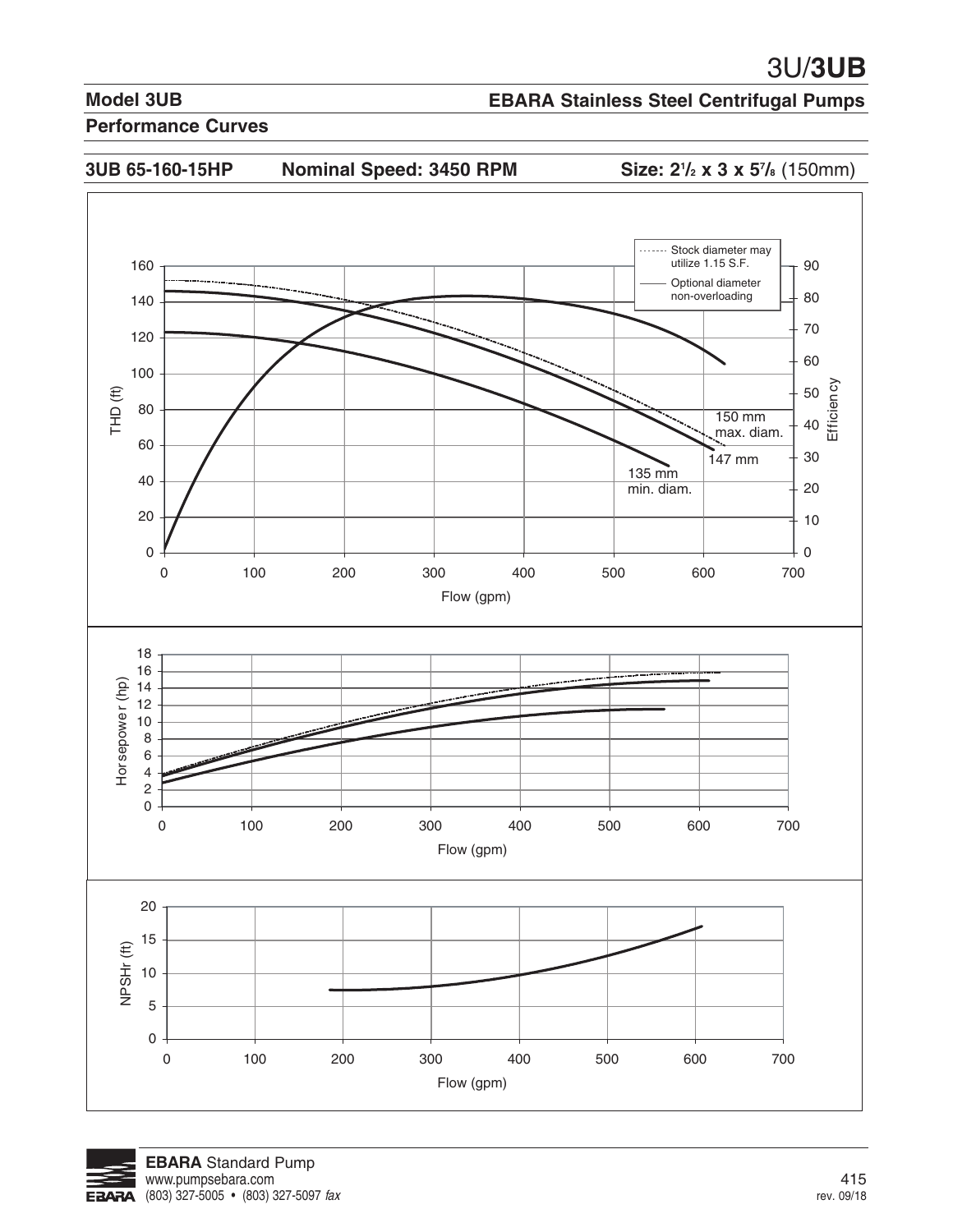# 3U/**3UB**

## Model 3UB

**EBARA Stainless Steel Centrifugal Pumps**

## Performance Curves

**3UB 65-160-15HP** **Nominal Speed: 3450 RPM** **Size: 2½ x 3 x 5⅞** (150mm)

Stock diameter may utilize 1.15 S.F.

Optional diameter non-overloading

150 mm max. diam.

147 mm

135 mm min. diam.

THD (ft)

Efficiency

Flow (gpm)

Horsepower (hp)

Flow (gpm)

NPSHr (ft)

Flow (gpm)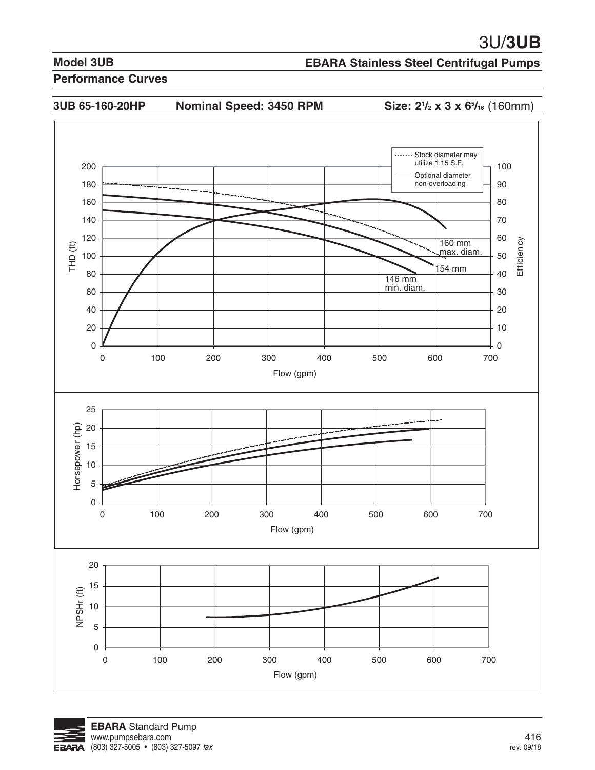# 3U/**3UB**

## Model 3UB

## EBARA Stainless Steel Centrifugal Pumps

### Performance Curves

**3UB 65-160-20HP** **Nominal Speed: 3450 RPM** **Size: 2½ x 3 x 6⁵⁄₁₆** (160mm)

Stock diameter may utilize 1.15 S.F.

Optional diameter non-overloading

160 mm max. diam.

154 mm

146 mm min. diam.

THD (ft)

Efficiency

Flow (gpm)

Horsepower (hp)

Flow (gpm)

NPSHr (ft)

Flow (gpm)

**EBARA** Standard Pump
www.pumpsebara.com
(803) 327-5005 • (803) 327-5097 *fax*

rev. 09/18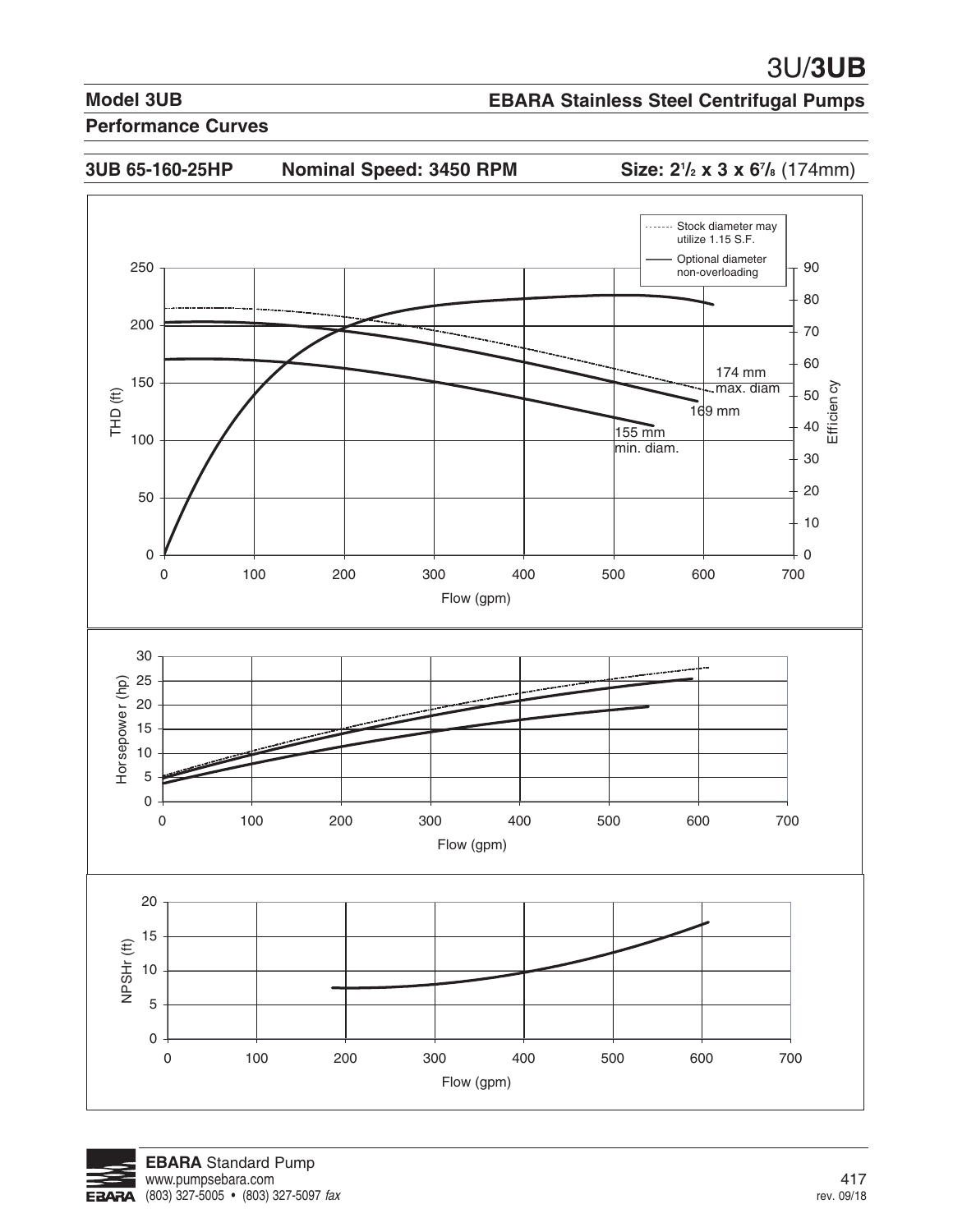## Model 3UB

**EBARA Stainless Steel Centrifugal Pumps**

### Performance Curves

**3UB 65-160-25HP** **Nominal Speed: 3450 RPM** **Size: 2½ x 3 x 6⅞** (174mm)

Stock diameter may utilize 1.15 S.F.

Optional diameter non-overloading

174 mm max. diam

169 mm

155 mm min. diam.

THD (ft)

Efficiency

Flow (gpm)

Horsepower (hp)

Flow (gpm)

NPSHr (ft)

Flow (gpm)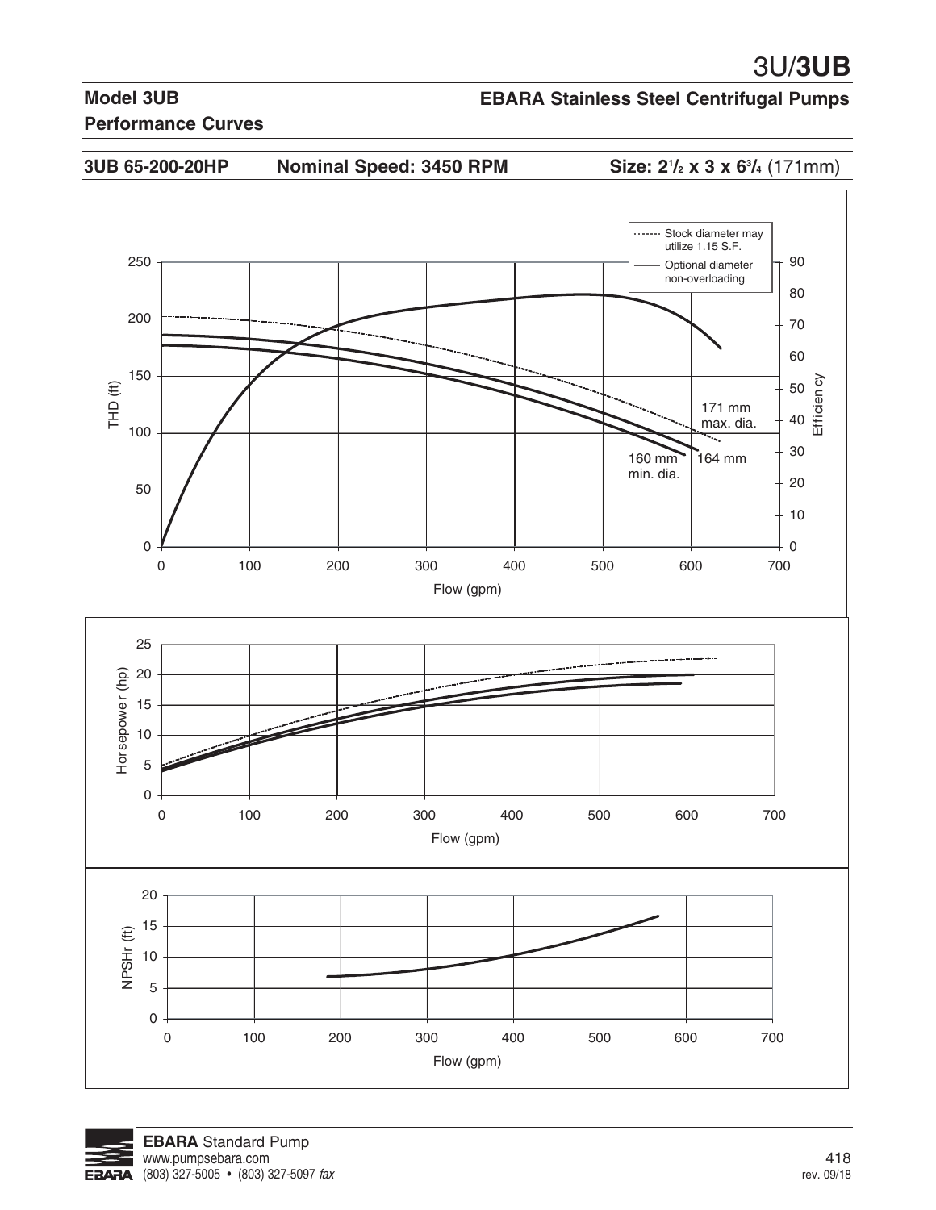## Model 3UB

## EBARA Stainless Steel Centrifugal Pumps

## Performance Curves

**3UB 65-200-20HP** **Nominal Speed: 3450 RPM** **Size: 2½ x 3 x 6¾** (171mm)

Stock diameter may utilize 1.15 S.F.

Optional diameter non-overloading

THD (ft)

Efficiency

171 mm max. dia.

160 mm min. dia.

164 mm

Flow (gpm)

Horsepower (hp)

Flow (gpm)

NPSHr (ft)

Flow (gpm)

**EBARA** Standard Pump
www.pumpsebara.com
(803) 327-5005 • (803) 327-5097 *fax*

rev. 09/18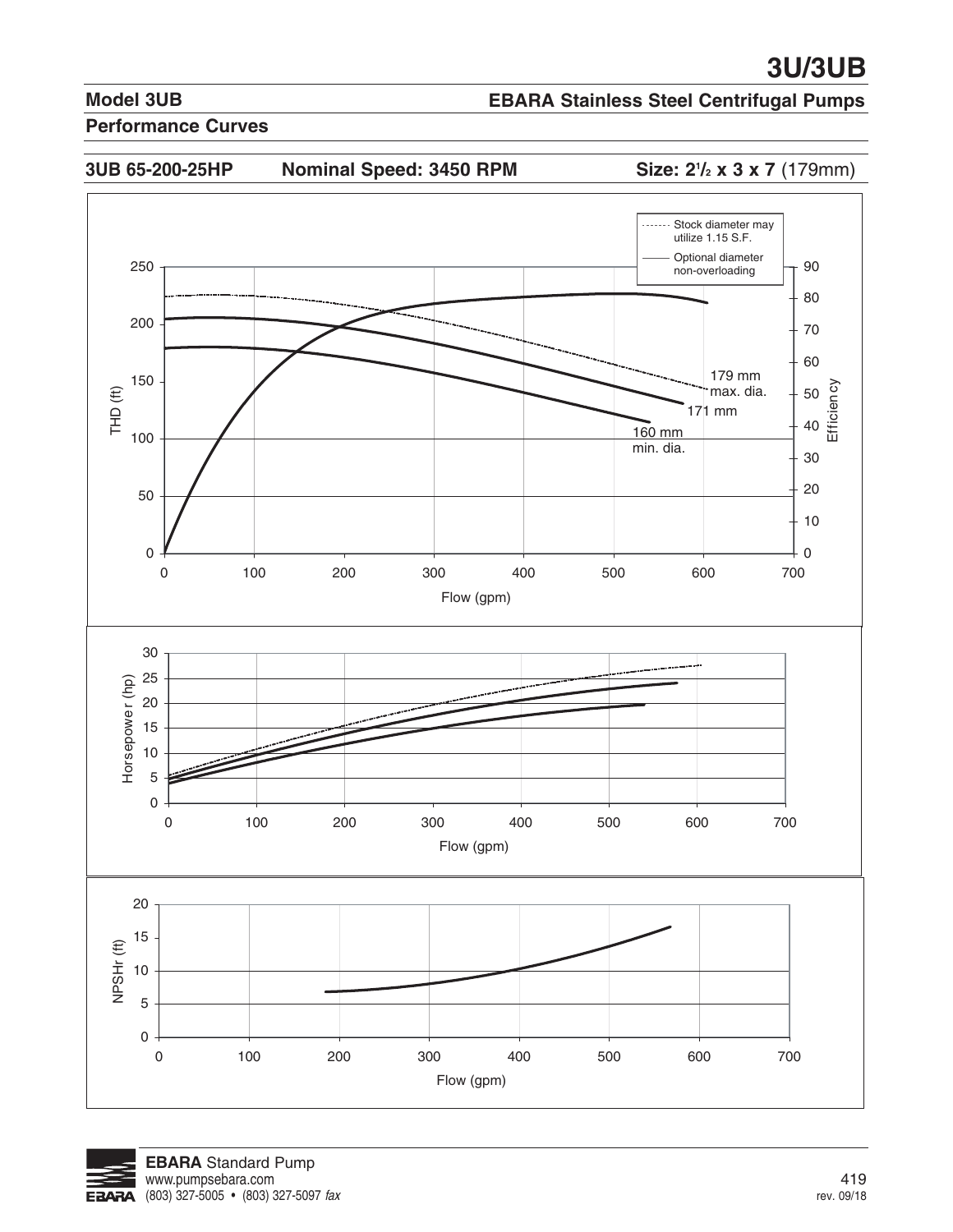# 3U/3UB

## Model 3UB

## EBARA Stainless Steel Centrifugal Pumps

## Performance Curves

**3UB 65-200-25HP** **Nominal Speed: 3450 RPM** **Size: 2½ x 3 x 7** (179mm)

------- Stock diameter may utilize 1.15 S.F.

——— Optional diameter non-overloading

THD (ft) / Efficiency vs. Flow (gpm): 179 mm max. dia., 171 mm, 160 mm min. dia.

Horsepower (hp) vs. Flow (gpm)

NPSHr (ft) vs. Flow (gpm)

**EBARA** Standard Pump
www.pumpsebara.com
(803) 327-5005 • (803) 327-5097 *fax*

rev. 09/18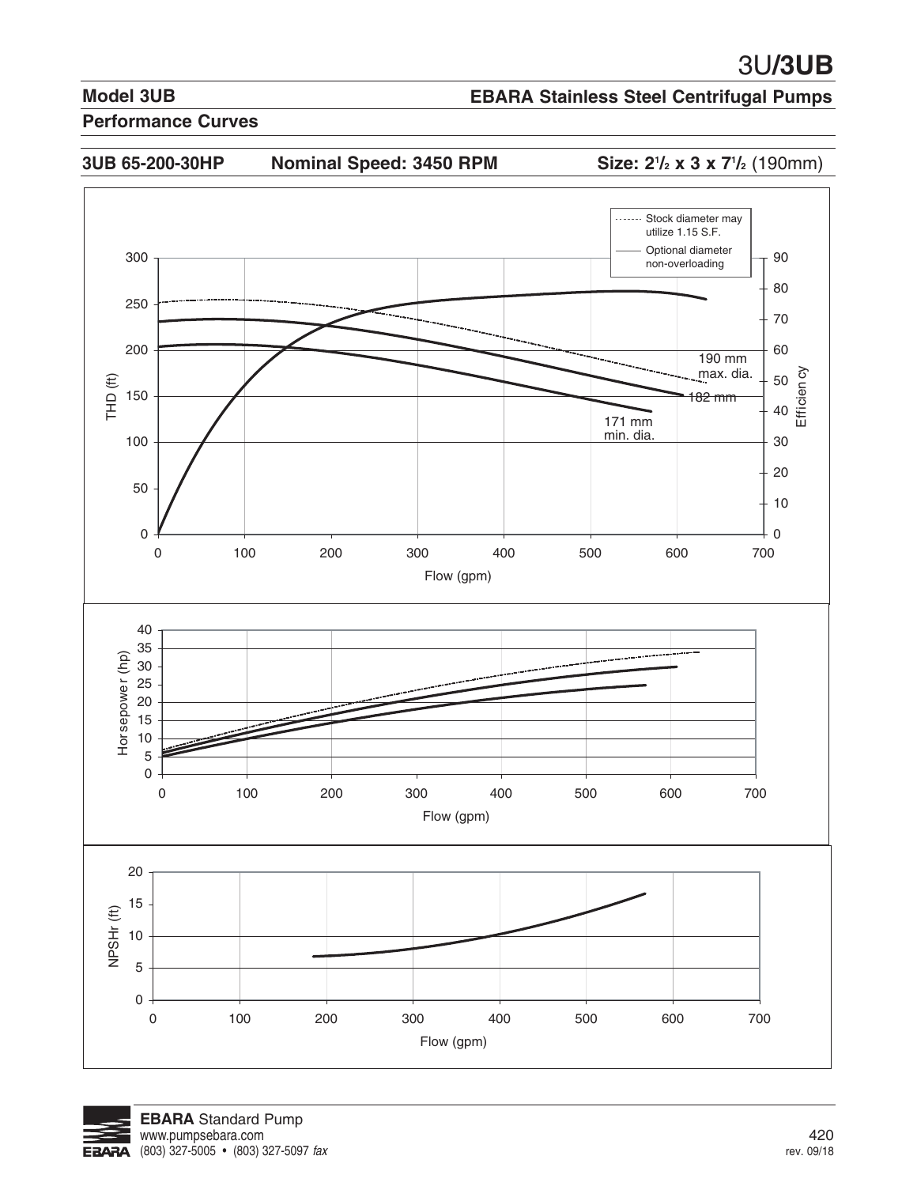## Model 3UB

## EBARA Stainless Steel Centrifugal Pumps

### Performance Curves

**3UB 65-200-30HP** **Nominal Speed: 3450 RPM** **Size: 2½ x 3 x 7½** (190mm)

Stock diameter may utilize 1.15 S.F.

Optional diameter non-overloading

THD (ft)

Efficiency

190 mm max. dia.

182 mm

171 mm min. dia.

Flow (gpm)

Horsepower (hp)

Flow (gpm)

NPSHr (ft)

Flow (gpm)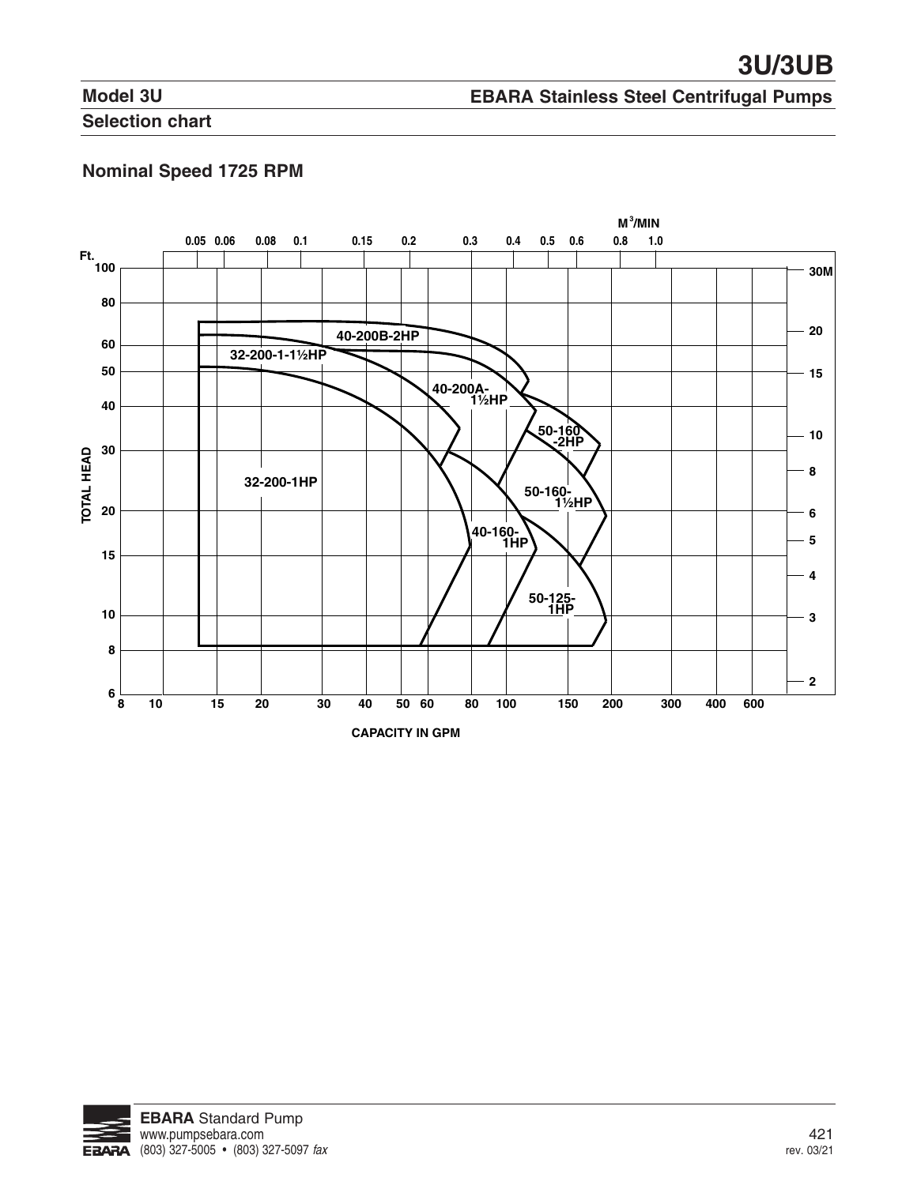# 3U/3UB

## Model 3U

## EBARA Stainless Steel Centrifugal Pumps

## Selection chart

### Nominal Speed 1725 RPM

M³/MIN

0.05 0.06 0.08 0.1 0.15 0.2 0.3 0.4 0.5 0.6 0.8 1.0

Ft.

TOTAL HEAD

100, 80, 60, 50, 40, 30, 20, 15, 10, 8, 6

30M, 20, 15, 10, 8, 6, 5, 4, 3, 2

40-200B-2HP

32-200-1-1½HP

40-200A-1½HP

50-160-2HP

32-200-1HP

50-160-1½HP

40-160-1HP

50-125-1HP

8 10 15 20 30 40 50 60 80 100 150 200 300 400 600

CAPACITY IN GPM

**EBARA** Standard Pump
www.pumpsebara.com
(803) 327-5005 • (803) 327-5097 *fax*

rev. 03/21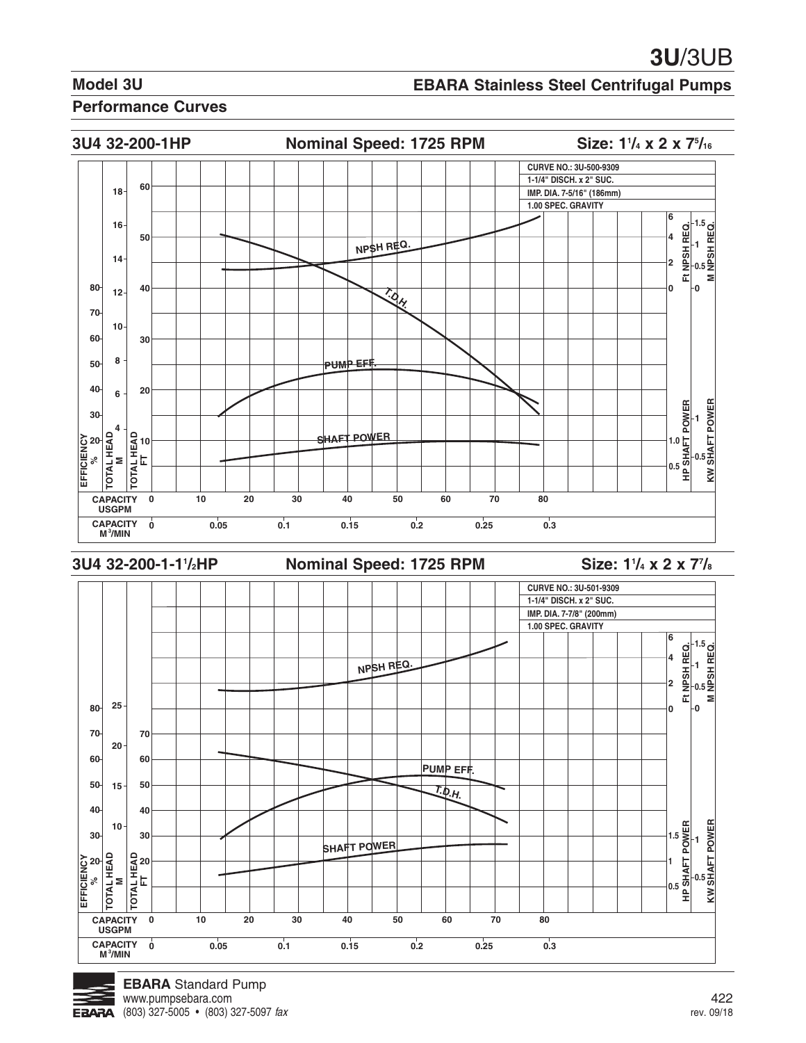# 3U/3UB

## Model 3U

## EBARA Stainless Steel Centrifugal Pumps

## Performance Curves

### 3U4 32-200-1HP — Nominal Speed: 1725 RPM — Size: 1¼ x 2 x 7⁵⁄₁₆

CURVE NO.: 3U-500-9309
1-1/4" DISCH. x 2" SUC.
IMP. DIA. 7-5/16" (186mm)
1.00 SPEC. GRAVITY

NPSH REQ.
T.D.H.
PUMP EFF.
SHAFT POWER

EFFICIENCY % | TOTAL HEAD M | TOTAL HEAD FT
Ft NPSH REQ. | M NPSH REQ.
HP SHAFT POWER | KW SHAFT POWER

CAPACITY USGPM: 0, 10, 20, 30, 40, 50, 60, 70, 80
CAPACITY M³/MIN: 0, 0.05, 0.1, 0.15, 0.2, 0.25, 0.3

### 3U4 32-200-1-1½HP — Nominal Speed: 1725 RPM — Size: 1¼ x 2 x 7⁷⁄₈

CURVE NO.: 3U-501-9309
1-1/4" DISCH. x 2" SUC.
IMP. DIA. 7-7/8" (200mm)
1.00 SPEC. GRAVITY

NPSH REQ.
PUMP EFF.
T.D.H.
SHAFT POWER

EFFICIENCY % | TOTAL HEAD M | TOTAL HEAD FT
Ft NPSH REQ. | M NPSH REQ.
HP SHAFT POWER | KW SHAFT POWER

CAPACITY USGPM: 0, 10, 20, 30, 40, 50, 60, 70, 80
CAPACITY M³/MIN: 0, 0.05, 0.1, 0.15, 0.2, 0.25, 0.3

**EBARA** Standard Pump
www.pumpsebara.com
(803) 327-5005 • (803) 327-5097 *fax*

rev. 09/18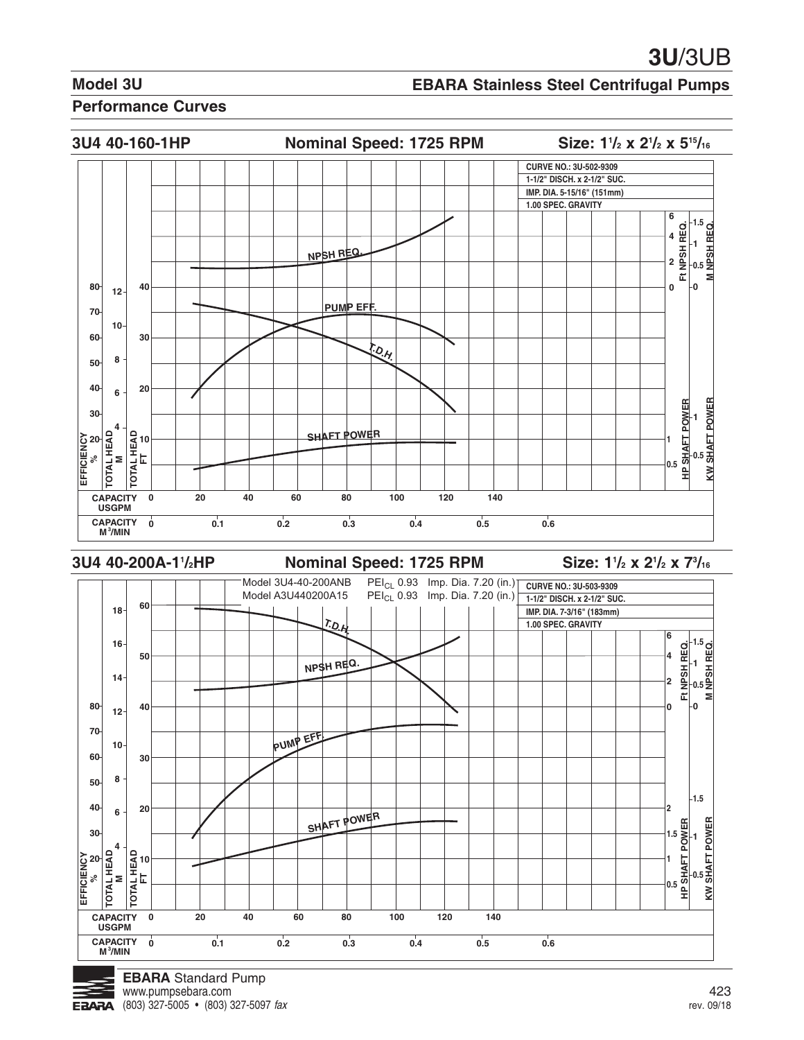# 3U/3UB

## Model 3U

## EBARA Stainless Steel Centrifugal Pumps

## Performance Curves

### 3U4 40-160-1HP — Nominal Speed: 1725 RPM — Size: 1½ x 2½ x 5¹⁵⁄₁₆

CURVE NO.: 3U-502-9309
1-1/2" DISCH. x 2-1/2" SUC.
IMP. DIA. 5-15/16" (151mm)
1.00 SPEC. GRAVITY

### 3U4 40-200A-1½HP — Nominal Speed: 1725 RPM — Size: 1½ x 2½ x 7³⁄₁₆

Model 3U4-40-200ANB PEI$_{CL}$ 0.93 Imp. Dia. 7.20 (in.)
Model A3U440200A15 PEI$_{CL}$ 0.93 Imp. Dia. 7.20 (in.)

CURVE NO.: 3U-503-9309
1-1/2" DISCH. x 2-1/2" SUC.
IMP. DIA. 7-3/16" (183mm)
1.00 SPEC. GRAVITY

**EBARA** Standard Pump
www.pumpsebara.com
(803) 327-5005 • (803) 327-5097 *fax*

rev. 09/18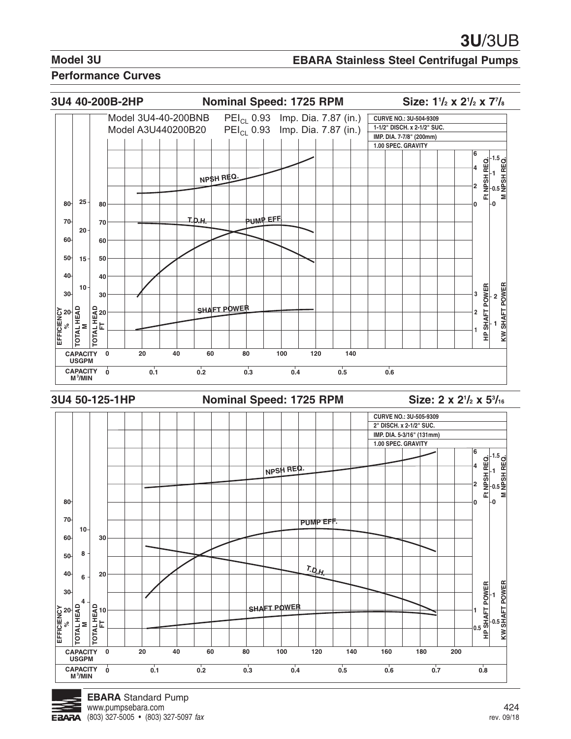# 3U/3UB

## Model 3U

## EBARA Stainless Steel Centrifugal Pumps

### Performance Curves

### 3U4 40-200B-2HP — Nominal Speed: 1725 RPM — Size: 1½ x 2½ x 7⅞

Model 3U4-40-200BNB — $PEI_{CL}$ 0.93 — Imp. Dia. 7.87 (in.)

Model A3U440200B20 — $PEI_{CL}$ 0.93 — Imp. Dia. 7.87 (in.)

CURVE NO.: 3U-504-9309

1-1/2" DISCH. x 2-1/2" SUC.

IMP. DIA. 7-7/8" (200mm)

1.00 SPEC. GRAVITY

NPSH REQ.

T.D.H.

PUMP EFF.

SHAFT POWER

EFFICIENCY % — TOTAL HEAD M — TOTAL HEAD FT

CAPACITY USGPM: 0, 20, 40, 60, 80, 100, 120, 140

CAPACITY $M^3$/MIN: 0, 0.1, 0.2, 0.3, 0.4, 0.5, 0.6

Ft NPSH REQ. — M NPSH REQ. — HP SHAFT POWER — KW SHAFT POWER

### 3U4 50-125-1HP — Nominal Speed: 1725 RPM — Size: 2 x 2½ x 5³⁄₁₆

CURVE NO.: 3U-505-9309

2" DISCH. x 2-1/2" SUC.

IMP. DIA. 5-3/16" (131mm)

1.00 SPEC. GRAVITY

NPSH REQ.

PUMP EFF.

T.D.H.

SHAFT POWER

EFFICIENCY % — TOTAL HEAD M — TOTAL HEAD FT

CAPACITY USGPM: 0, 20, 40, 60, 80, 100, 120, 140, 160, 180, 200

CAPACITY $M^3$/MIN: 0, 0.1, 0.2, 0.3, 0.4, 0.5, 0.6, 0.7, 0.8

Ft NPSH REQ. — M NPSH REQ. — HP SHAFT POWER — KW SHAFT POWER

**EBARA** Standard Pump
www.pumpsebara.com
(803) 327-5005 • (803) 327-5097 *fax*

rev. 09/18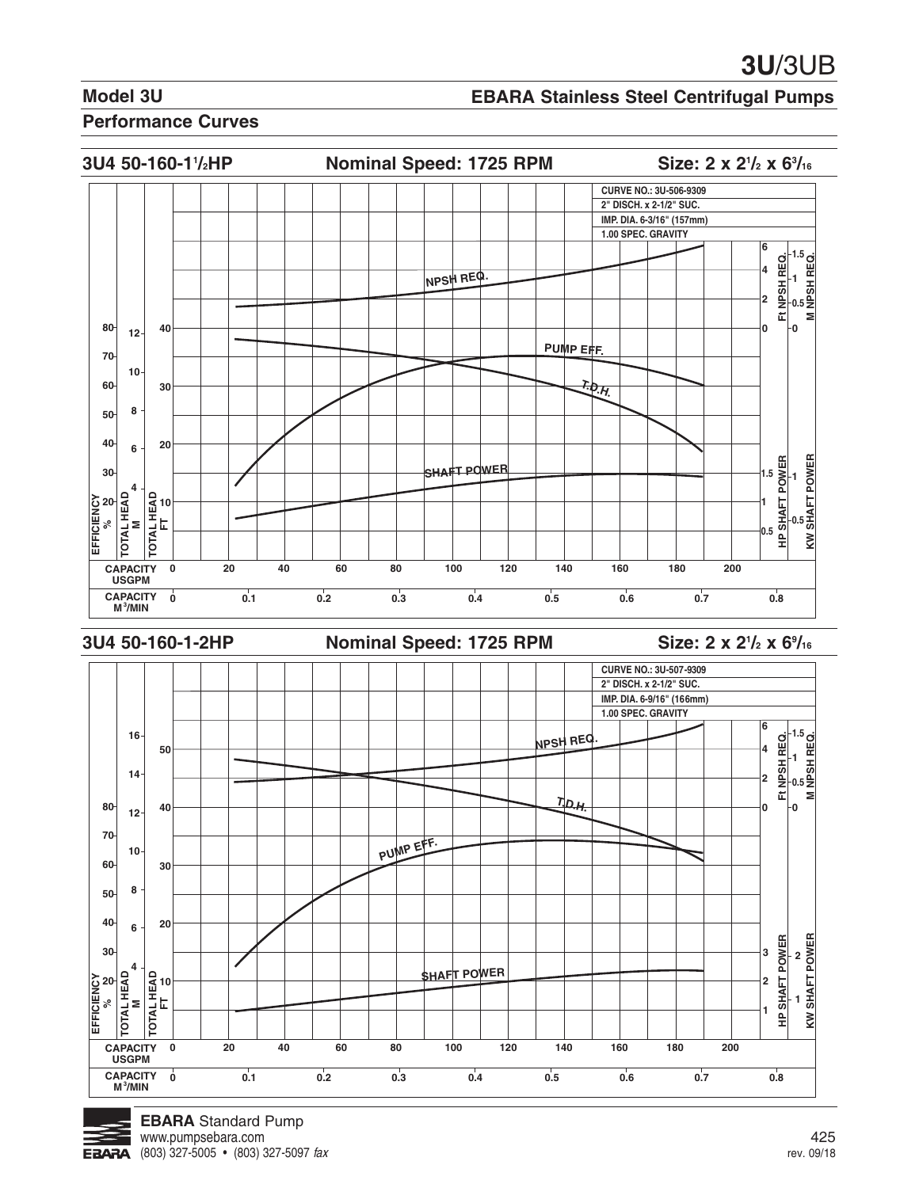# 3U/3UB

## Model 3U

## EBARA Stainless Steel Centrifugal Pumps

## Performance Curves

### 3U4 50-160-1½HP — Nominal Speed: 1725 RPM — Size: 2 x 2½ x 6³/₁₆

CURVE NO.: 3U-506-9309
2" DISCH. x 2-1/2" SUC.
IMP. DIA. 6-3/16" (157mm)
1.00 SPEC. GRAVITY

NPSH REQ.
PUMP EFF.
T.D.H.
SHAFT POWER

EFFICIENCY %: 20, 30, 40, 50, 60, 70, 80
TOTAL HEAD M: 4, 6, 8, 10, 12
TOTAL HEAD FT: 10, 20, 30, 40
Ft NPSH REQ.: 0, 2, 4, 6
M NPSH REQ.: 0, 0.5, 1, 1.5
HP SHAFT POWER: 0.5, 1, 1.5
KW SHAFT POWER: 0.5, 1

CAPACITY USGPM: 0, 20, 40, 60, 80, 100, 120, 140, 160, 180, 200
CAPACITY M³/MIN: 0, 0.1, 0.2, 0.3, 0.4, 0.5, 0.6, 0.7, 0.8

### 3U4 50-160-1-2HP — Nominal Speed: 1725 RPM — Size: 2 x 2½ x 6⁹/₁₆

CURVE NO.: 3U-507-9309
2" DISCH. x 2-1/2" SUC.
IMP. DIA. 6-9/16" (166mm)
1.00 SPEC. GRAVITY

NPSH REQ.
T.D.H.
PUMP EFF.
SHAFT POWER

EFFICIENCY %: 20, 30, 40, 50, 60, 70, 80
TOTAL HEAD M: 4, 6, 8, 10, 12, 14, 16
TOTAL HEAD FT: 10, 20, 30, 40, 50
Ft NPSH REQ.: 0, 2, 4, 6
M NPSH REQ.: 0, 0.5, 1, 1.5
HP SHAFT POWER: 1, 2, 3
KW SHAFT POWER: 1, 2

CAPACITY USGPM: 0, 20, 40, 60, 80, 100, 120, 140, 160, 180, 200
CAPACITY M³/MIN: 0, 0.1, 0.2, 0.3, 0.4, 0.5, 0.6, 0.7, 0.8

**EBARA** Standard Pump
www.pumpsebara.com
(803) 327-5005 • (803) 327-5097 *fax*

rev. 09/18